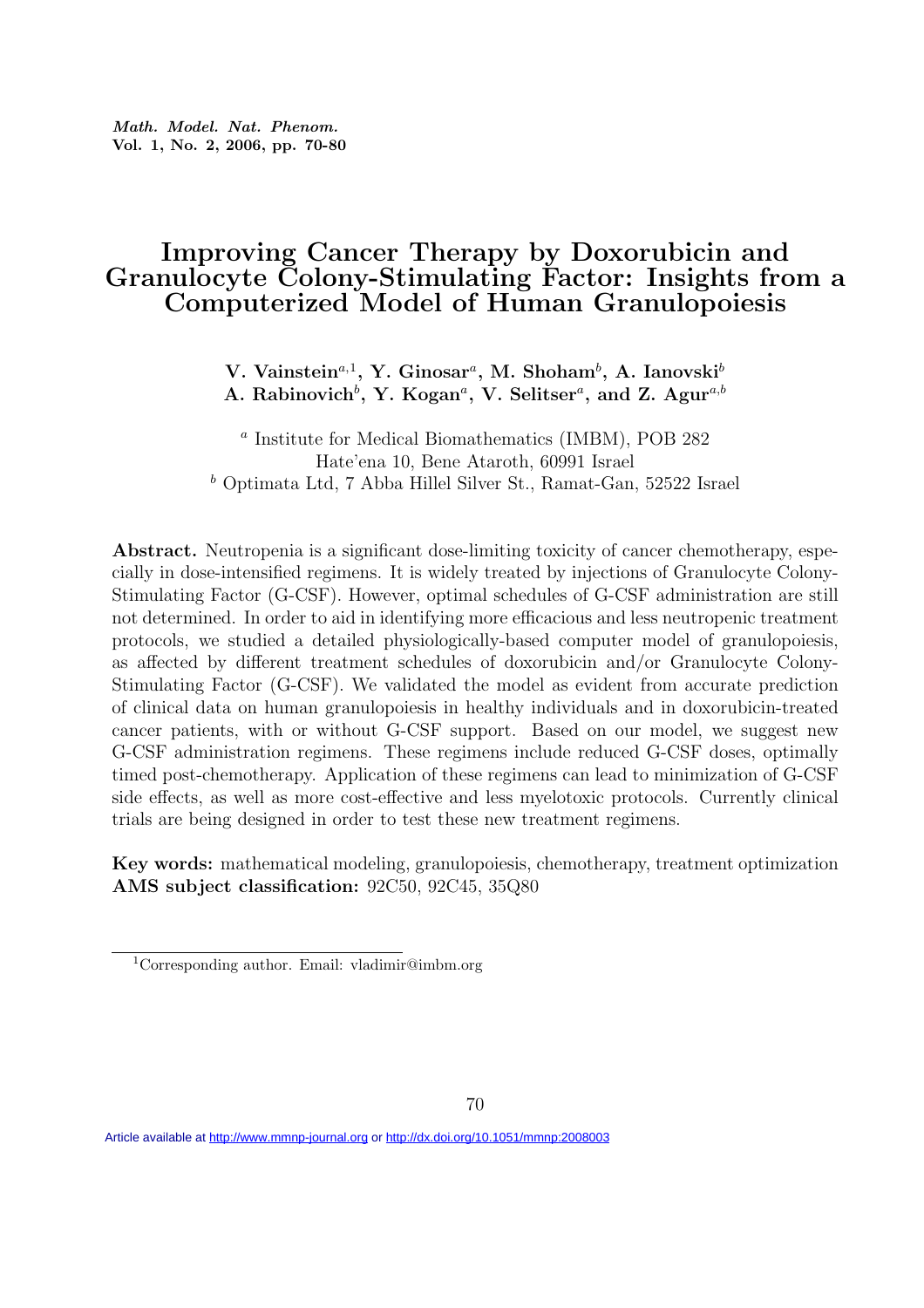# Improving Cancer Therapy by Doxorubicin and Granulocyte Colony-Stimulating Factor: Insights from a Computerized Model of Human Granulopoiesis

**V. Vainstein**[a,1], **Y. Ginosar**[a], **M. Shoham**[b], **A. Ianovski**[b]
**A. Rabinovich**[b], **Y. Kogan**[a], **V. Selitser**[a], **and Z. Agur**[a,b]

[a] Institute for Medical Biomathematics (IMBM), POB 282
Hate'ena 10, Bene Ataroth, 60991 Israel
[b] Optimata Ltd, 7 Abba Hillel Silver St., Ramat-Gan, 52522 Israel

**Abstract.** Neutropenia is a significant dose-limiting toxicity of cancer chemotherapy, especially in dose-intensified regimens. It is widely treated by injections of Granulocyte Colony-Stimulating Factor (G-CSF). However, optimal schedules of G-CSF administration are still not determined. In order to aid in identifying more efficacious and less neutropenic treatment protocols, we studied a detailed physiologically-based computer model of granulopoiesis, as affected by different treatment schedules of doxorubicin and/or Granulocyte Colony-Stimulating Factor (G-CSF). We validated the model as evident from accurate prediction of clinical data on human granulopoiesis in healthy individuals and in doxorubicin-treated cancer patients, with or without G-CSF support. Based on our model, we suggest new G-CSF administration regimens. These regimens include reduced G-CSF doses, optimally timed post-chemotherapy. Application of these regimens can lead to minimization of G-CSF side effects, as well as more cost-effective and less myelotoxic protocols. Currently clinical trials are being designed in order to test these new treatment regimens.

**Key words:** mathematical modeling, granulopoiesis, chemotherapy, treatment optimization
**AMS subject classification:** 92C50, 92C45, 35Q80

[1] Corresponding author. Email: vladimir@imbm.org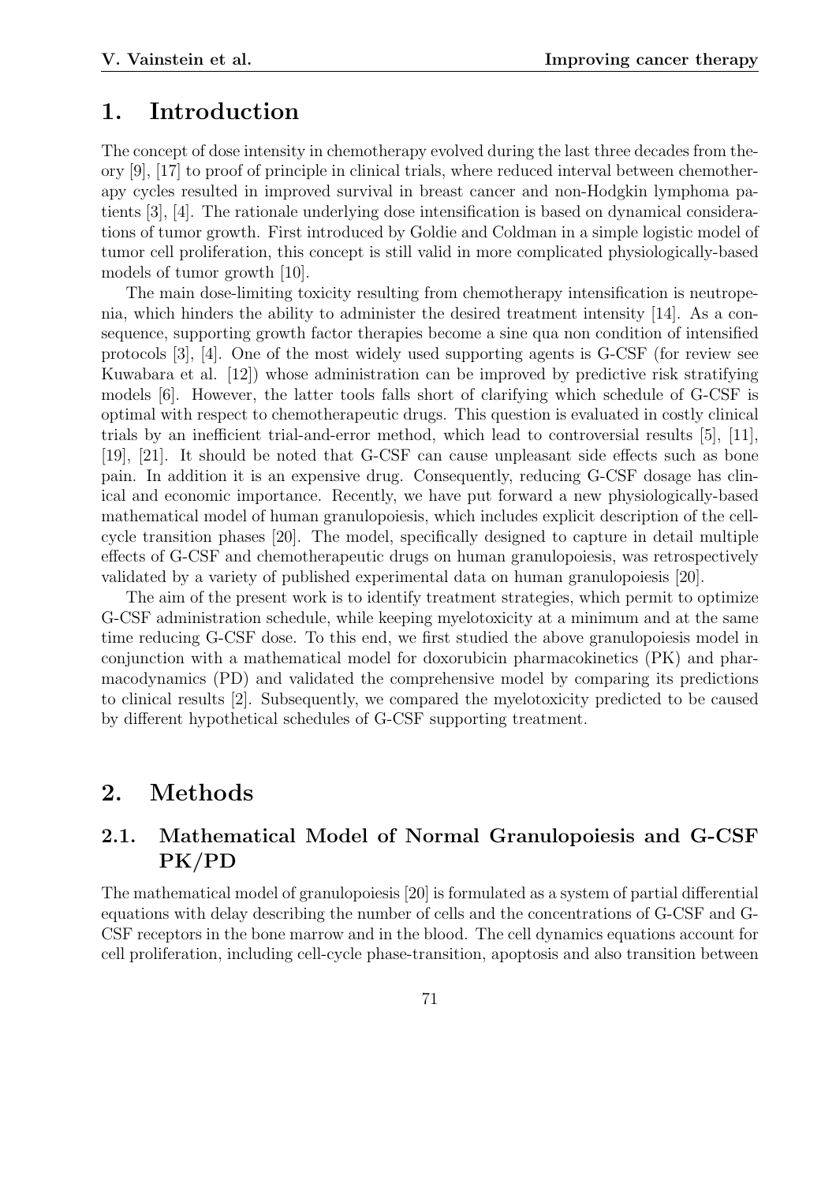## 1. Introduction

The concept of dose intensity in chemotherapy evolved during the last three decades from theory [9], [17] to proof of principle in clinical trials, where reduced interval between chemotherapy cycles resulted in improved survival in breast cancer and non-Hodgkin lymphoma patients [3], [4]. The rationale underlying dose intensification is based on dynamical considerations of tumor growth. First introduced by Goldie and Coldman in a simple logistic model of tumor cell proliferation, this concept is still valid in more complicated physiologically-based models of tumor growth [10].

The main dose-limiting toxicity resulting from chemotherapy intensification is neutropenia, which hinders the ability to administer the desired treatment intensity [14]. As a consequence, supporting growth factor therapies become a sine qua non condition of intensified protocols [3], [4]. One of the most widely used supporting agents is G-CSF (for review see Kuwabara et al. [12]) whose administration can be improved by predictive risk stratifying models [6]. However, the latter tools falls short of clarifying which schedule of G-CSF is optimal with respect to chemotherapeutic drugs. This question is evaluated in costly clinical trials by an inefficient trial-and-error method, which lead to controversial results [5], [11], [19], [21]. It should be noted that G-CSF can cause unpleasant side effects such as bone pain. In addition it is an expensive drug. Consequently, reducing G-CSF dosage has clinical and economic importance. Recently, we have put forward a new physiologically-based mathematical model of human granulopoiesis, which includes explicit description of the cell-cycle transition phases [20]. The model, specifically designed to capture in detail multiple effects of G-CSF and chemotherapeutic drugs on human granulopoiesis, was retrospectively validated by a variety of published experimental data on human granulopoiesis [20].

The aim of the present work is to identify treatment strategies, which permit to optimize G-CSF administration schedule, while keeping myelotoxicity at a minimum and at the same time reducing G-CSF dose. To this end, we first studied the above granulopoiesis model in conjunction with a mathematical model for doxorubicin pharmacokinetics (PK) and pharmacodynamics (PD) and validated the comprehensive model by comparing its predictions to clinical results [2]. Subsequently, we compared the myelotoxicity predicted to be caused by different hypothetical schedules of G-CSF supporting treatment.

## 2. Methods

### 2.1. Mathematical Model of Normal Granulopoiesis and G-CSF PK/PD

The mathematical model of granulopoiesis [20] is formulated as a system of partial differential equations with delay describing the number of cells and the concentrations of G-CSF and G-CSF receptors in the bone marrow and in the blood. The cell dynamics equations account for cell proliferation, including cell-cycle phase-transition, apoptosis and also transition between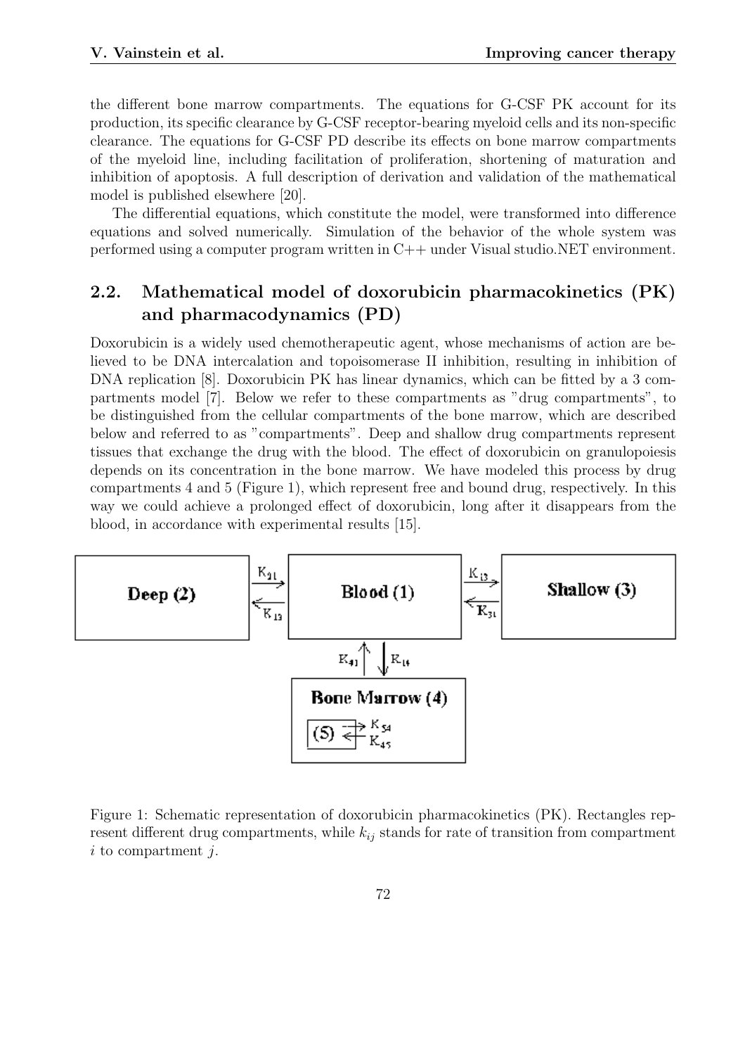the different bone marrow compartments. The equations for G-CSF PK account for its production, its specific clearance by G-CSF receptor-bearing myeloid cells and its non-specific clearance. The equations for G-CSF PD describe its effects on bone marrow compartments of the myeloid line, including facilitation of proliferation, shortening of maturation and inhibition of apoptosis. A full description of derivation and validation of the mathematical model is published elsewhere [20].

The differential equations, which constitute the model, were transformed into difference equations and solved numerically. Simulation of the behavior of the whole system was performed using a computer program written in C++ under Visual studio.NET environment.

## 2.2. Mathematical model of doxorubicin pharmacokinetics (PK) and pharmacodynamics (PD)

Doxorubicin is a widely used chemotherapeutic agent, whose mechanisms of action are believed to be DNA intercalation and topoisomerase II inhibition, resulting in inhibition of DNA replication [8]. Doxorubicin PK has linear dynamics, which can be fitted by a 3 compartments model [7]. Below we refer to these compartments as "drug compartments", to be distinguished from the cellular compartments of the bone marrow, which are described below and referred to as "compartments". Deep and shallow drug compartments represent tissues that exchange the drug with the blood. The effect of doxorubicin on granulopoiesis depends on its concentration in the bone marrow. We have modeled this process by drug compartments 4 and 5 (Figure 1), which represent free and bound drug, respectively. In this way we could achieve a prolonged effect of doxorubicin, long after it disappears from the blood, in accordance with experimental results [15].

Figure 1: Schematic representation of doxorubicin pharmacokinetics (PK). Rectangles represent different drug compartments, while $k_{ij}$ stands for rate of transition from compartment $i$ to compartment $j$.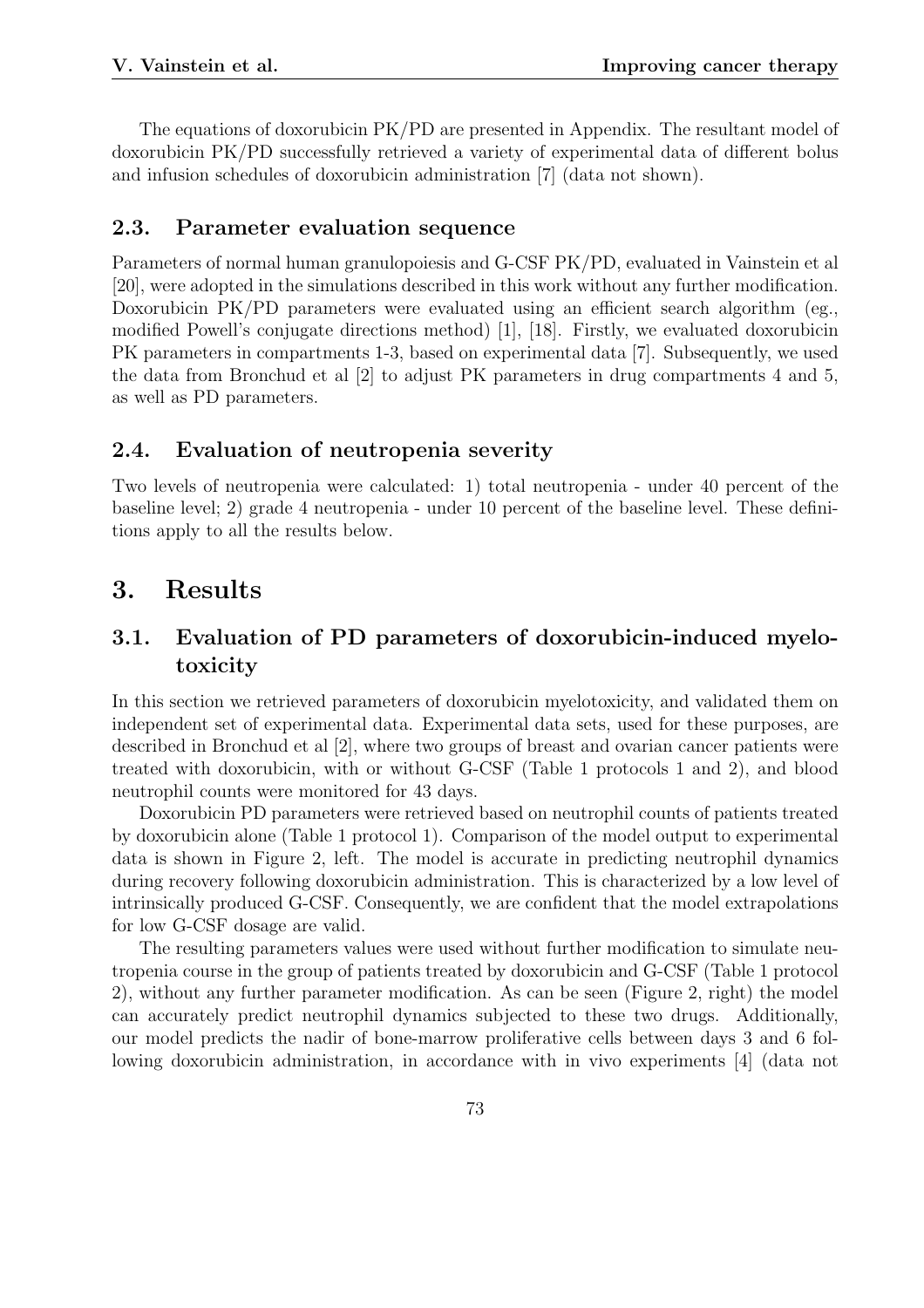The equations of doxorubicin PK/PD are presented in Appendix. The resultant model of doxorubicin PK/PD successfully retrieved a variety of experimental data of different bolus and infusion schedules of doxorubicin administration [7] (data not shown).

## 2.3. Parameter evaluation sequence

Parameters of normal human granulopoiesis and G-CSF PK/PD, evaluated in Vainstein et al [20], were adopted in the simulations described in this work without any further modification. Doxorubicin PK/PD parameters were evaluated using an efficient search algorithm (eg., modified Powell's conjugate directions method) [1], [18]. Firstly, we evaluated doxorubicin PK parameters in compartments 1-3, based on experimental data [7]. Subsequently, we used the data from Bronchud et al [2] to adjust PK parameters in drug compartments 4 and 5, as well as PD parameters.

## 2.4. Evaluation of neutropenia severity

Two levels of neutropenia were calculated: 1) total neutropenia - under 40 percent of the baseline level; 2) grade 4 neutropenia - under 10 percent of the baseline level. These definitions apply to all the results below.

# 3. Results

## 3.1. Evaluation of PD parameters of doxorubicin-induced myelotoxicity

In this section we retrieved parameters of doxorubicin myelotoxicity, and validated them on independent set of experimental data. Experimental data sets, used for these purposes, are described in Bronchud et al [2], where two groups of breast and ovarian cancer patients were treated with doxorubicin, with or without G-CSF (Table 1 protocols 1 and 2), and blood neutrophil counts were monitored for 43 days.

Doxorubicin PD parameters were retrieved based on neutrophil counts of patients treated by doxorubicin alone (Table 1 protocol 1). Comparison of the model output to experimental data is shown in Figure 2, left. The model is accurate in predicting neutrophil dynamics during recovery following doxorubicin administration. This is characterized by a low level of intrinsically produced G-CSF. Consequently, we are confident that the model extrapolations for low G-CSF dosage are valid.

The resulting parameters values were used without further modification to simulate neutropenia course in the group of patients treated by doxorubicin and G-CSF (Table 1 protocol 2), without any further parameter modification. As can be seen (Figure 2, right) the model can accurately predict neutrophil dynamics subjected to these two drugs. Additionally, our model predicts the nadir of bone-marrow proliferative cells between days 3 and 6 following doxorubicin administration, in accordance with in vivo experiments [4] (data not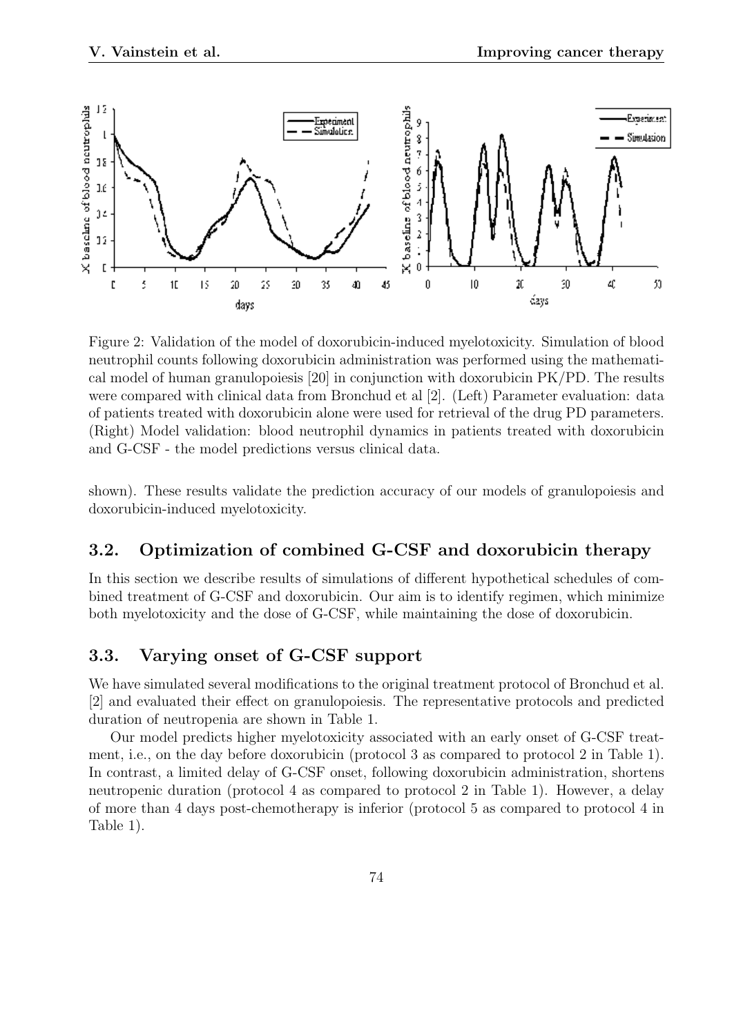Figure 2: Validation of the model of doxorubicin-induced myelotoxicity. Simulation of blood neutrophil counts following doxorubicin administration was performed using the mathematical model of human granulopoiesis [20] in conjunction with doxorubicin PK/PD. The results were compared with clinical data from Bronchud et al [2]. (Left) Parameter evaluation: data of patients treated with doxorubicin alone were used for retrieval of the drug PD parameters. (Right) Model validation: blood neutrophil dynamics in patients treated with doxorubicin and G-CSF - the model predictions versus clinical data.

shown). These results validate the prediction accuracy of our models of granulopoiesis and doxorubicin-induced myelotoxicity.

## 3.2. Optimization of combined G-CSF and doxorubicin therapy

In this section we describe results of simulations of different hypothetical schedules of combined treatment of G-CSF and doxorubicin. Our aim is to identify regimen, which minimize both myelotoxicity and the dose of G-CSF, while maintaining the dose of doxorubicin.

## 3.3. Varying onset of G-CSF support

We have simulated several modifications to the original treatment protocol of Bronchud et al. [2] and evaluated their effect on granulopoiesis. The representative protocols and predicted duration of neutropenia are shown in Table 1.

Our model predicts higher myelotoxicity associated with an early onset of G-CSF treatment, i.e., on the day before doxorubicin (protocol 3 as compared to protocol 2 in Table 1). In contrast, a limited delay of G-CSF onset, following doxorubicin administration, shortens neutropenic duration (protocol 4 as compared to protocol 2 in Table 1). However, a delay of more than 4 days post-chemotherapy is inferior (protocol 5 as compared to protocol 4 in Table 1).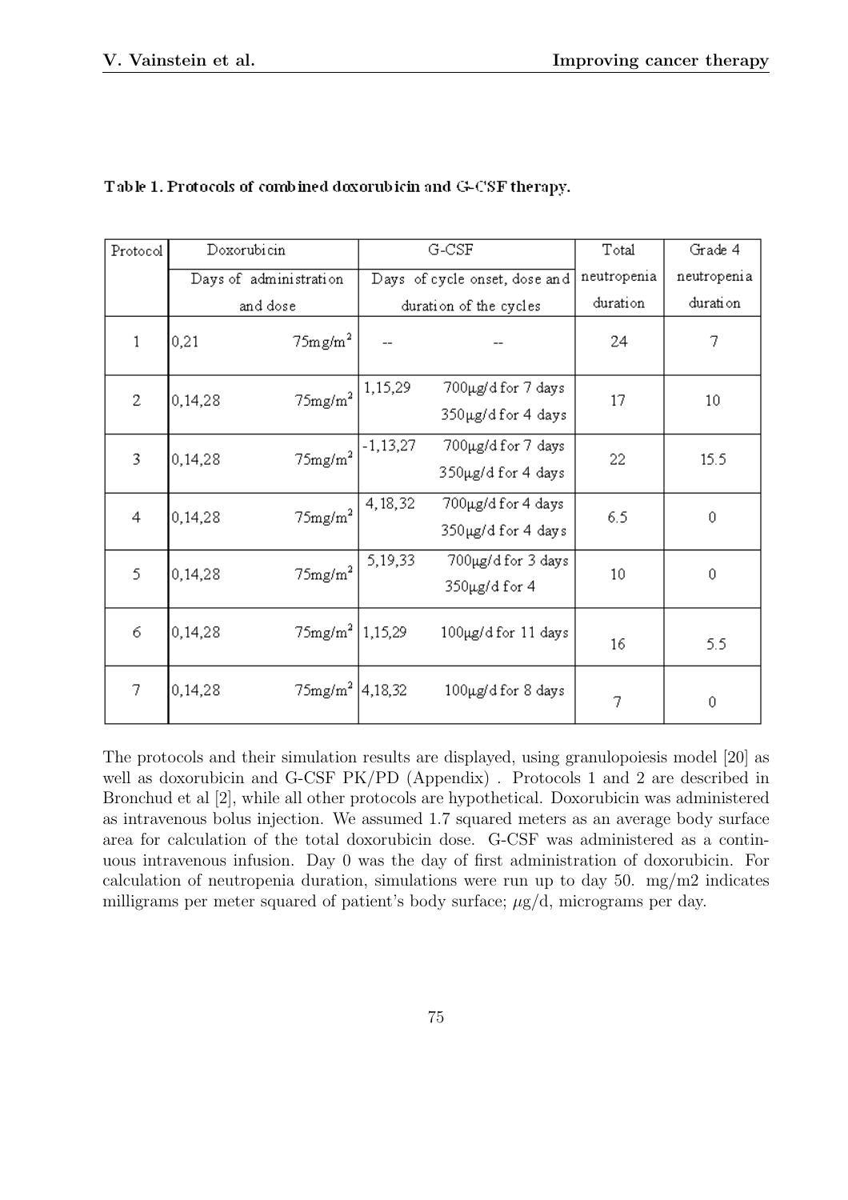**Table 1. Protocols of combined doxorubicin and G-CSF therapy.**

| Protocol | Doxorubicin | | G-CSF | | Total | Grade 4 |
|---|---|---|---|---|---|---|
| | Days of administration and dose | | Days of cycle onset, dose and duration of the cycles | | neutropenia duration | neutropenia duration |
| 1 | 0,21 | $75 mg/m^2$ | -- | -- | 24 | 7 |
| 2 | 0,14,28 | $75 mg/m^2$ | 1,15,29 | 700μg/d for 7 days 350μg/d for 4 days | 17 | 10 |
| 3 | 0,14,28 | $75 mg/m^2$ | -1,13,27 | 700μg/d for 7 days 350μg/d for 4 days | 22 | 15.5 |
| 4 | 0,14,28 | $75 mg/m^2$ | 4,18,32 | 700μg/d for 4 days 350μg/d for 4 days | 6.5 | 0 |
| 5 | 0,14,28 | $75 mg/m^2$ | 5,19,33 | 700μg/d for 3 days 350μg/d for 4 | 10 | 0 |
| 6 | 0,14,28 | $75 mg/m^2$ | 1,15,29 | 100μg/d for 11 days | 16 | 5.5 |
| 7 | 0,14,28 | $75 mg/m^2$ | 4,18,32 | 100μg/d for 8 days | 7 | 0 |

The protocols and their simulation results are displayed, using granulopoiesis model [20] as well as doxorubicin and G-CSF PK/PD (Appendix) . Protocols 1 and 2 are described in Bronchud et al [2], while all other protocols are hypothetical. Doxorubicin was administered as intravenous bolus injection. We assumed 1.7 squared meters as an average body surface area for calculation of the total doxorubicin dose. G-CSF was administered as a continuous intravenous infusion. Day 0 was the day of first administration of doxorubicin. For calculation of neutropenia duration, simulations were run up to day 50. mg/m2 indicates milligrams per meter squared of patient's body surface; $\mu$g/d, micrograms per day.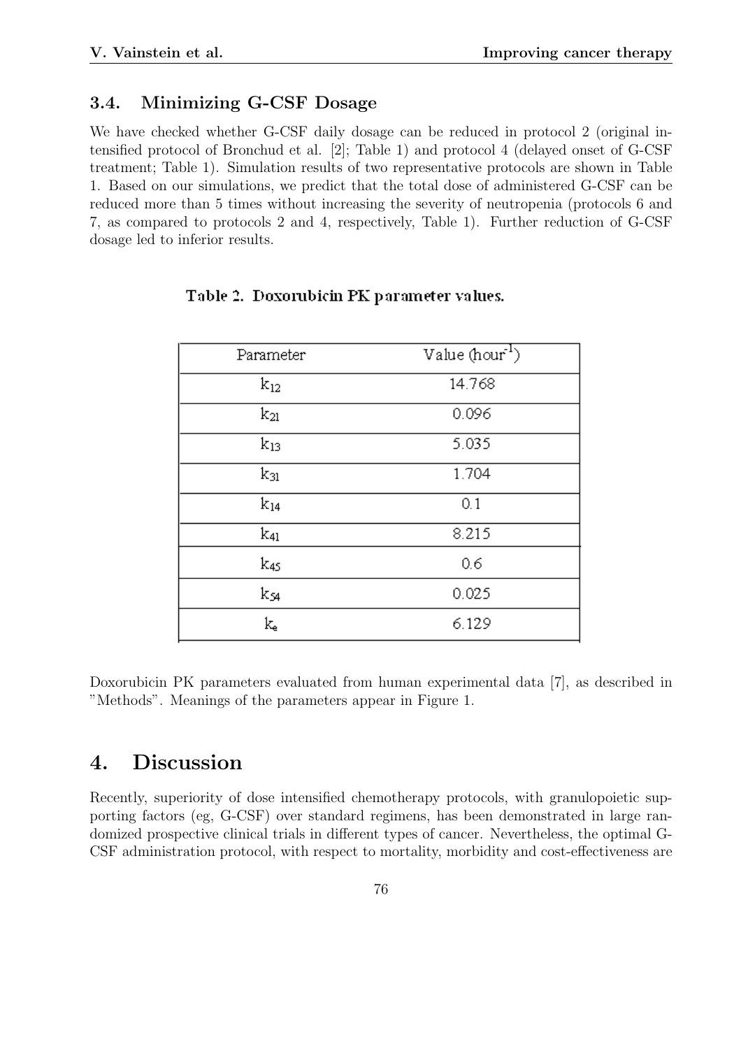### 3.4. Minimizing G-CSF Dosage

We have checked whether G-CSF daily dosage can be reduced in protocol 2 (original intensified protocol of Bronchud et al. [2]; Table 1) and protocol 4 (delayed onset of G-CSF treatment; Table 1). Simulation results of two representative protocols are shown in Table 1. Based on our simulations, we predict that the total dose of administered G-CSF can be reduced more than 5 times without increasing the severity of neutropenia (protocols 6 and 7, as compared to protocols 2 and 4, respectively, Table 1). Further reduction of G-CSF dosage led to inferior results.

**Table 2. Doxorubicin PK parameter values.**

| Parameter | Value ($hour^{-1}$) |
| --- | --- |
| $k_{12}$ | 14.768 |
| $k_{21}$ | 0.096 |
| $k_{13}$ | 5.035 |
| $k_{31}$ | 1.704 |
| $k_{14}$ | 0.1 |
| $k_{41}$ | 8.215 |
| $k_{45}$ | 0.6 |
| $k_{54}$ | 0.025 |
| $k_e$ | 6.129 |

Doxorubicin PK parameters evaluated from human experimental data [7], as described in "Methods". Meanings of the parameters appear in Figure 1.

## 4. Discussion

Recently, superiority of dose intensified chemotherapy protocols, with granulopoietic supporting factors (eg, G-CSF) over standard regimens, has been demonstrated in large randomized prospective clinical trials in different types of cancer. Nevertheless, the optimal G-CSF administration protocol, with respect to mortality, morbidity and cost-effectiveness are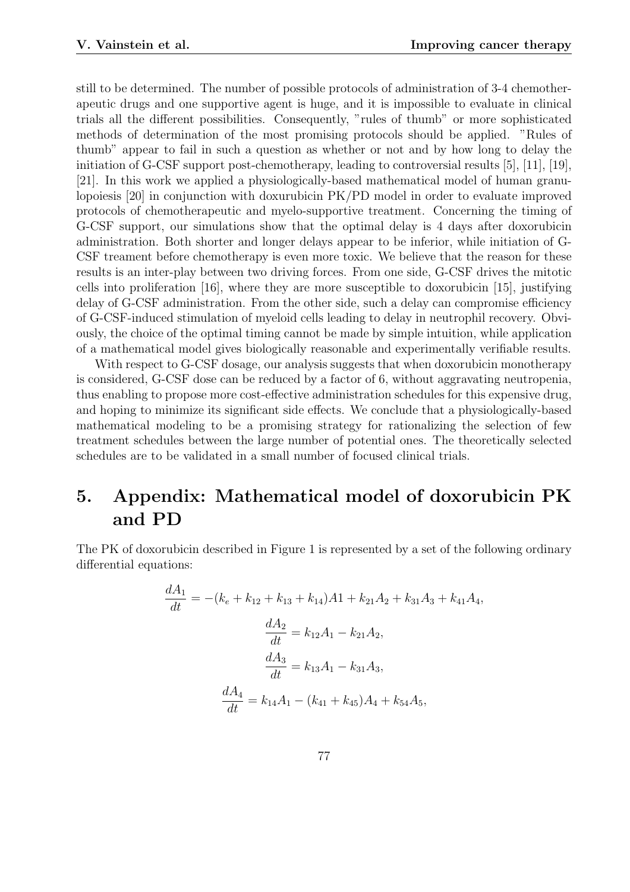still to be determined. The number of possible protocols of administration of 3-4 chemotherapeutic drugs and one supportive agent is huge, and it is impossible to evaluate in clinical trials all the different possibilities. Consequently, "rules of thumb" or more sophisticated methods of determination of the most promising protocols should be applied. "Rules of thumb" appear to fail in such a question as whether or not and by how long to delay the initiation of G-CSF support post-chemotherapy, leading to controversial results [5], [11], [19], [21]. In this work we applied a physiologically-based mathematical model of human granulopoiesis [20] in conjunction with doxurubicin PK/PD model in order to evaluate improved protocols of chemotherapeutic and myelo-supportive treatment. Concerning the timing of G-CSF support, our simulations show that the optimal delay is 4 days after doxorubicin administration. Both shorter and longer delays appear to be inferior, while initiation of G-CSF treament before chemotherapy is even more toxic. We believe that the reason for these results is an inter-play between two driving forces. From one side, G-CSF drives the mitotic cells into proliferation [16], where they are more susceptible to doxorubicin [15], justifying delay of G-CSF administration. From the other side, such a delay can compromise efficiency of G-CSF-induced stimulation of myeloid cells leading to delay in neutrophil recovery. Obviously, the choice of the optimal timing cannot be made by simple intuition, while application of a mathematical model gives biologically reasonable and experimentally verifiable results.

With respect to G-CSF dosage, our analysis suggests that when doxorubicin monotherapy is considered, G-CSF dose can be reduced by a factor of 6, without aggravating neutropenia, thus enabling to propose more cost-effective administration schedules for this expensive drug, and hoping to minimize its significant side effects. We conclude that a physiologically-based mathematical modeling to be a promising strategy for rationalizing the selection of few treatment schedules between the large number of potential ones. The theoretically selected schedules are to be validated in a small number of focused clinical trials.

# 5. Appendix: Mathematical model of doxorubicin PK and PD

The PK of doxorubicin described in Figure 1 is represented by a set of the following ordinary differential equations:

$$\frac{dA_1}{dt} = -(k_e + k_{12} + k_{13} + k_{14})A1 + k_{21}A_2 + k_{31}A_3 + k_{41}A_4,$$

$$\frac{dA_2}{dt} = k_{12}A_1 - k_{21}A_2,$$

$$\frac{dA_3}{dt} = k_{13}A_1 - k_{31}A_3,$$

$$\frac{dA_4}{dt} = k_{14}A_1 - (k_{41} + k_{45})A_4 + k_{54}A_5,$$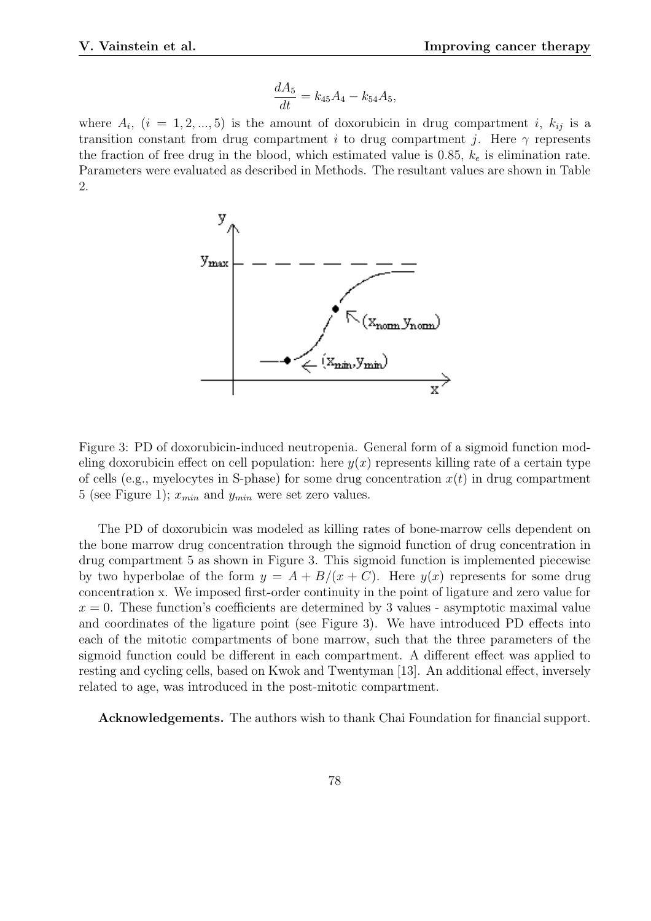$$\frac{dA_5}{dt} = k_{45}A_4 - k_{54}A_5,$$

where $A_i$, $(i = 1, 2, ..., 5)$ is the amount of doxorubicin in drug compartment $i$, $k_{ij}$ is a transition constant from drug compartment $i$ to drug compartment $j$. Here $\gamma$ represents the fraction of free drug in the blood, which estimated value is 0.85, $k_e$ is elimination rate. Parameters were evaluated as described in Methods. The resultant values are shown in Table 2.

Figure 3: PD of doxorubicin-induced neutropenia. General form of a sigmoid function modeling doxorubicin effect on cell population: here $y(x)$ represents killing rate of a certain type of cells (e.g., myelocytes in S-phase) for some drug concentration $x(t)$ in drug compartment 5 (see Figure 1); $x_{min}$ and $y_{min}$ were set zero values.

The PD of doxorubicin was modeled as killing rates of bone-marrow cells dependent on the bone marrow drug concentration through the sigmoid function of drug concentration in drug compartment 5 as shown in Figure 3. This sigmoid function is implemented piecewise by two hyperbolae of the form $y = A + B/(x + C)$. Here $y(x)$ represents for some drug concentration x. We imposed first-order continuity in the point of ligature and zero value for $x = 0$. These function's coefficients are determined by 3 values - asymptotic maximal value and coordinates of the ligature point (see Figure 3). We have introduced PD effects into each of the mitotic compartments of bone marrow, such that the three parameters of the sigmoid function could be different in each compartment. A different effect was applied to resting and cycling cells, based on Kwok and Twentyman [13]. An additional effect, inversely related to age, was introduced in the post-mitotic compartment.

**Acknowledgements.** The authors wish to thank Chai Foundation for financial support.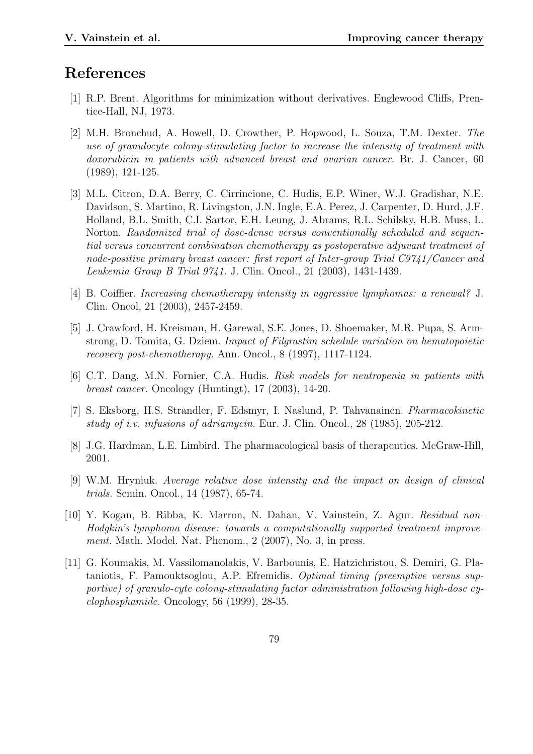# References

[1] R.P. Brent. Algorithms for minimization without derivatives. Englewood Cliffs, Prentice-Hall, NJ, 1973.

[2] M.H. Bronchud, A. Howell, D. Crowther, P. Hopwood, L. Souza, T.M. Dexter. *The use of granulocyte colony-stimulating factor to increase the intensity of treatment with doxorubicin in patients with advanced breast and ovarian cancer.* Br. J. Cancer, 60 (1989), 121-125.

[3] M.L. Citron, D.A. Berry, C. Cirrincione, C. Hudis, E.P. Winer, W.J. Gradishar, N.E. Davidson, S. Martino, R. Livingston, J.N. Ingle, E.A. Perez, J. Carpenter, D. Hurd, J.F. Holland, B.L. Smith, C.I. Sartor, E.H. Leung, J. Abrams, R.L. Schilsky, H.B. Muss, L. Norton. *Randomized trial of dose-dense versus conventionally scheduled and sequential versus concurrent combination chemotherapy as postoperative adjuvant treatment of node-positive primary breast cancer: first report of Inter-group Trial C9741/Cancer and Leukemia Group B Trial 9741.* J. Clin. Oncol., 21 (2003), 1431-1439.

[4] B. Coiffier. *Increasing chemotherapy intensity in aggressive lymphomas: a renewal?* J. Clin. Oncol, 21 (2003), 2457-2459.

[5] J. Crawford, H. Kreisman, H. Garewal, S.E. Jones, D. Shoemaker, M.R. Pupa, S. Armstrong, D. Tomita, G. Dziem. *Impact of Filgrastim schedule variation on hematopoietic recovery post-chemotherapy.* Ann. Oncol., 8 (1997), 1117-1124.

[6] C.T. Dang, M.N. Fornier, C.A. Hudis. *Risk models for neutropenia in patients with breast cancer.* Oncology (Huntingt), 17 (2003), 14-20.

[7] S. Eksborg, H.S. Strandler, F. Edsmyr, I. Naslund, P. Tahvanainen. *Pharmacokinetic study of i.v. infusions of adriamycin.* Eur. J. Clin. Oncol., 28 (1985), 205-212.

[8] J.G. Hardman, L.E. Limbird. The pharmacological basis of therapeutics. McGraw-Hill, 2001.

[9] W.M. Hryniuk. *Average relative dose intensity and the impact on design of clinical trials.* Semin. Oncol., 14 (1987), 65-74.

[10] Y. Kogan, B. Ribba, K. Marron, N. Dahan, V. Vainstein, Z. Agur. *Residual non-Hodgkin's lymphoma disease: towards a computationally supported treatment improvement.* Math. Model. Nat. Phenom., 2 (2007), No. 3, in press.

[11] G. Koumakis, M. Vassilomanolakis, V. Barbounis, E. Hatzichristou, S. Demiri, G. Plataniotis, F. Pamouktsoglou, A.P. Efremidis. *Optimal timing (preemptive versus supportive) of granulo-cyte colony-stimulating factor administration following high-dose cyclophosphamide.* Oncology, 56 (1999), 28-35.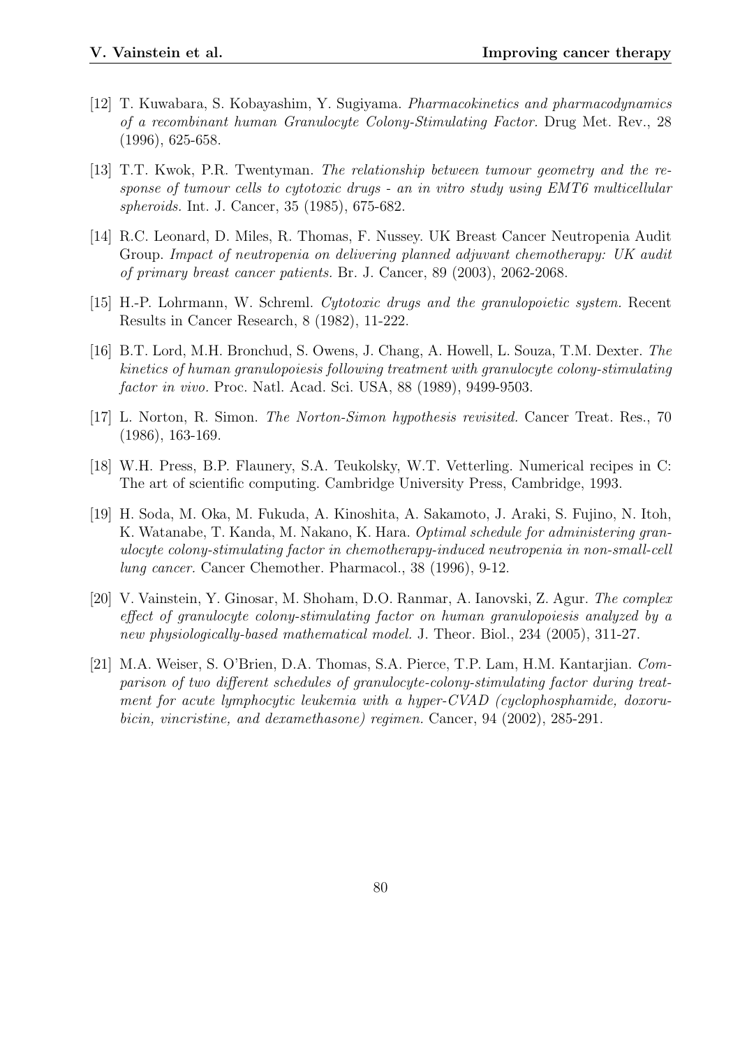[12] T. Kuwabara, S. Kobayashim, Y. Sugiyama. *Pharmacokinetics and pharmacodynamics of a recombinant human Granulocyte Colony-Stimulating Factor.* Drug Met. Rev., 28 (1996), 625-658.

[13] T.T. Kwok, P.R. Twentyman. *The relationship between tumour geometry and the response of tumour cells to cytotoxic drugs - an in vitro study using EMT6 multicellular spheroids.* Int. J. Cancer, 35 (1985), 675-682.

[14] R.C. Leonard, D. Miles, R. Thomas, F. Nussey. UK Breast Cancer Neutropenia Audit Group. *Impact of neutropenia on delivering planned adjuvant chemotherapy: UK audit of primary breast cancer patients.* Br. J. Cancer, 89 (2003), 2062-2068.

[15] H.-P. Lohrmann, W. Schreml. *Cytotoxic drugs and the granulopoietic system.* Recent Results in Cancer Research, 8 (1982), 11-222.

[16] B.T. Lord, M.H. Bronchud, S. Owens, J. Chang, A. Howell, L. Souza, T.M. Dexter. *The kinetics of human granulopoiesis following treatment with granulocyte colony-stimulating factor in vivo.* Proc. Natl. Acad. Sci. USA, 88 (1989), 9499-9503.

[17] L. Norton, R. Simon. *The Norton-Simon hypothesis revisited.* Cancer Treat. Res., 70 (1986), 163-169.

[18] W.H. Press, B.P. Flaunery, S.A. Teukolsky, W.T. Vetterling. Numerical recipes in C: The art of scientific computing. Cambridge University Press, Cambridge, 1993.

[19] H. Soda, M. Oka, M. Fukuda, A. Kinoshita, A. Sakamoto, J. Araki, S. Fujino, N. Itoh, K. Watanabe, T. Kanda, M. Nakano, K. Hara. *Optimal schedule for administering granulocyte colony-stimulating factor in chemotherapy-induced neutropenia in non-small-cell lung cancer.* Cancer Chemother. Pharmacol., 38 (1996), 9-12.

[20] V. Vainstein, Y. Ginosar, M. Shoham, D.O. Ranmar, A. Ianovski, Z. Agur. *The complex effect of granulocyte colony-stimulating factor on human granulopoiesis analyzed by a new physiologically-based mathematical model.* J. Theor. Biol., 234 (2005), 311-27.

[21] M.A. Weiser, S. O'Brien, D.A. Thomas, S.A. Pierce, T.P. Lam, H.M. Kantarjian. *Comparison of two different schedules of granulocyte-colony-stimulating factor during treatment for acute lymphocytic leukemia with a hyper-CVAD (cyclophosphamide, doxorubicin, vincristine, and dexamethasone) regimen.* Cancer, 94 (2002), 285-291.